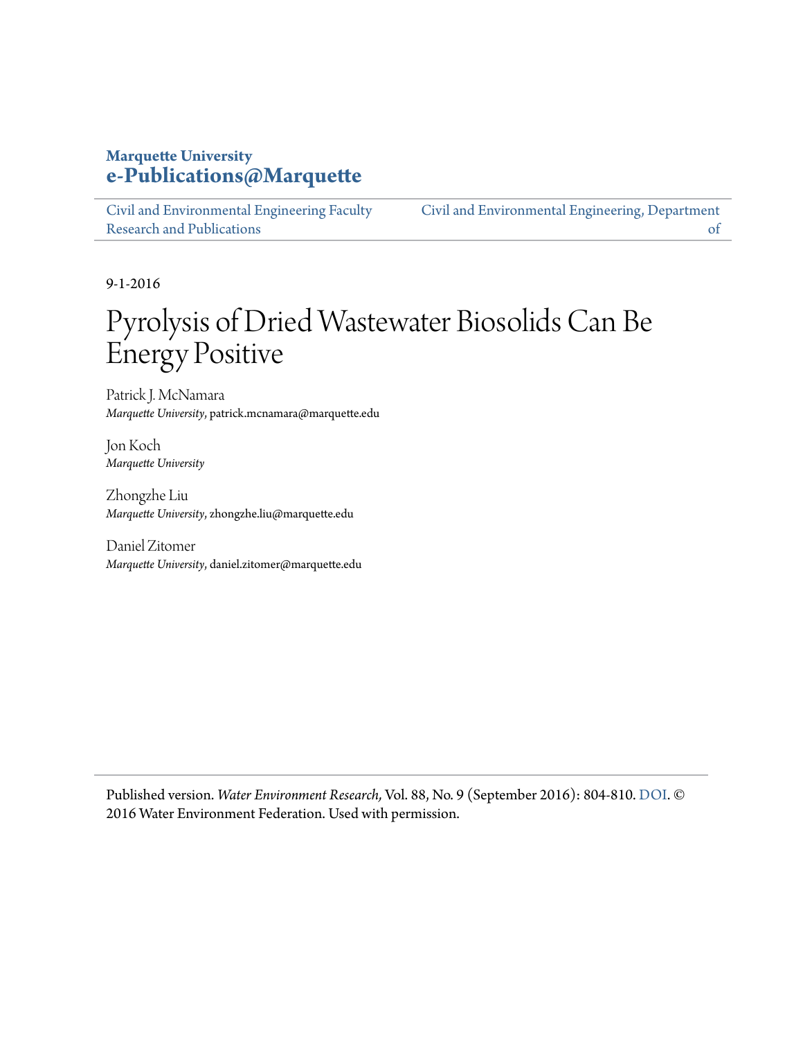Marquette University
**e-Publications@Marquette**

Civil and Environmental Engineering Faculty Research and Publications

Civil and Environmental Engineering, Department of

9-1-2016

# Pyrolysis of Dried Wastewater Biosolids Can Be Energy Positive

Patrick J. McNamara
*Marquette University*, patrick.mcnamara@marquette.edu

Jon Koch
*Marquette University*

Zhongzhe Liu
*Marquette University*, zhongzhe.liu@marquette.edu

Daniel Zitomer
*Marquette University*, daniel.zitomer@marquette.edu

Published version. *Water Environment Research,* Vol. 88, No. 9 (September 2016): 804-810. DOI. © 2016 Water Environment Federation. Used with permission.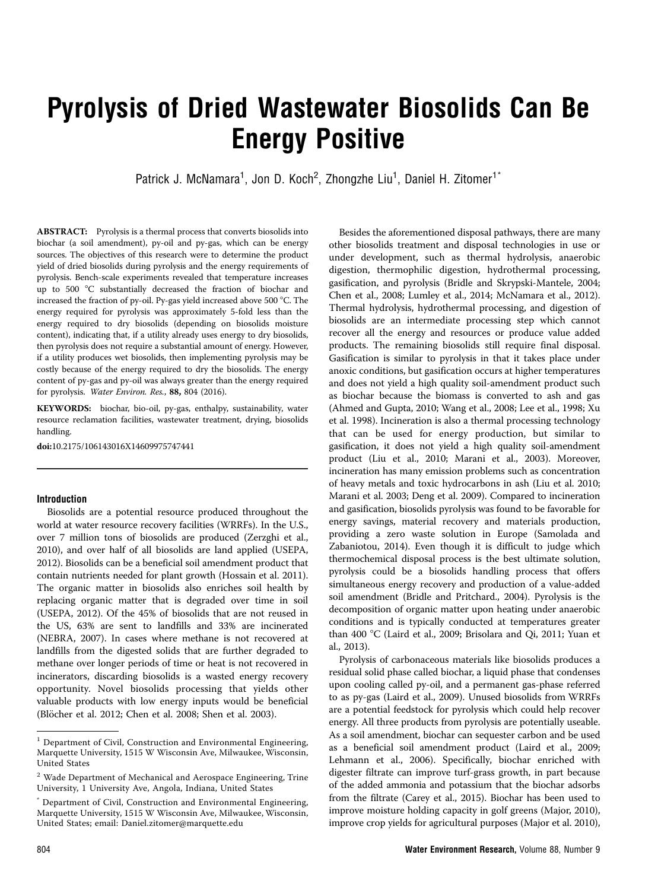# Pyrolysis of Dried Wastewater Biosolids Can Be Energy Positive

Patrick J. McNamara[1], Jon D. Koch[2], Zhongzhe Liu[1], Daniel H. Zitomer[1*]

**ABSTRACT:** Pyrolysis is a thermal process that converts biosolids into biochar (a soil amendment), py-oil and py-gas, which can be energy sources. The objectives of this research were to determine the product yield of dried biosolids during pyrolysis and the energy requirements of pyrolysis. Bench-scale experiments revealed that temperature increases up to 500 °C substantially decreased the fraction of biochar and increased the fraction of py-oil. Py-gas yield increased above 500 °C. The energy required for pyrolysis was approximately 5-fold less than the energy required to dry biosolids (depending on biosolids moisture content), indicating that, if a utility already uses energy to dry biosolids, then pyrolysis does not require a substantial amount of energy. However, if a utility produces wet biosolids, then implementing pyrolysis may be costly because of the energy required to dry the biosolids. The energy content of py-gas and py-oil was always greater than the energy required for pyrolysis. *Water Environ. Res.*, **88,** 804 (2016).

**KEYWORDS:** biochar, bio-oil, py-gas, enthalpy, sustainability, water resource reclamation facilities, wastewater treatment, drying, biosolids handling.

**doi:**10.2175/106143016X14609975747441

## Introduction

Biosolids are a potential resource produced throughout the world at water resource recovery facilities (WRRFs). In the U.S., over 7 million tons of biosolids are produced (Zerzghi et al., 2010), and over half of all biosolids are land applied (USEPA, 2012). Biosolids can be a beneficial soil amendment product that contain nutrients needed for plant growth (Hossain et al. 2011). The organic matter in biosolids also enriches soil health by replacing organic matter that is degraded over time in soil (USEPA, 2012). Of the 45% of biosolids that are not reused in the US, 63% are sent to landfills and 33% are incinerated (NEBRA, 2007). In cases where methane is not recovered at landfills from the digested solids that are further degraded to methane over longer periods of time or heat is not recovered in incinerators, discarding biosolids is a wasted energy recovery opportunity. Novel biosolids processing that yields other valuable products with low energy inputs would be beneficial (Blöcher et al. 2012; Chen et al. 2008; Shen et al. 2003).

Besides the aforementioned disposal pathways, there are many other biosolids treatment and disposal technologies in use or under development, such as thermal hydrolysis, anaerobic digestion, thermophilic digestion, hydrothermal processing, gasification, and pyrolysis (Bridle and Skrypski-Mantele, 2004; Chen et al., 2008; Lumley et al., 2014; McNamara et al., 2012). Thermal hydrolysis, hydrothermal processing, and digestion of biosolids are an intermediate processing step which cannot recover all the energy and resources or produce value added products. The remaining biosolids still require final disposal. Gasification is similar to pyrolysis in that it takes place under anoxic conditions, but gasification occurs at higher temperatures and does not yield a high quality soil-amendment product such as biochar because the biomass is converted to ash and gas (Ahmed and Gupta, 2010; Wang et al., 2008; Lee et al., 1998; Xu et al. 1998). Incineration is also a thermal processing technology that can be used for energy production, but similar to gasification, it does not yield a high quality soil-amendment product (Liu et al., 2010; Marani et al., 2003). Moreover, incineration has many emission problems such as concentration of heavy metals and toxic hydrocarbons in ash (Liu et al. 2010; Marani et al. 2003; Deng et al. 2009). Compared to incineration and gasification, biosolids pyrolysis was found to be favorable for energy savings, material recovery and materials production, providing a zero waste solution in Europe (Samolada and Zabaniotou, 2014). Even though it is difficult to judge which thermochemical disposal process is the best ultimate solution, pyrolysis could be a biosolids handling process that offers simultaneous energy recovery and production of a value-added soil amendment (Bridle and Pritchard., 2004). Pyrolysis is the decomposition of organic matter upon heating under anaerobic conditions and is typically conducted at temperatures greater than 400 °C (Laird et al., 2009; Brisolara and Qi, 2011; Yuan et al., 2013).

Pyrolysis of carbonaceous materials like biosolids produces a residual solid phase called biochar, a liquid phase that condenses upon cooling called py-oil, and a permanent gas-phase referred to as py-gas (Laird et al., 2009). Unused biosolids from WRRFs are a potential feedstock for pyrolysis which could help recover energy. All three products from pyrolysis are potentially useable. As a soil amendment, biochar can sequester carbon and be used as a beneficial soil amendment product (Laird et al., 2009; Lehmann et al., 2006). Specifically, biochar enriched with digester filtrate can improve turf-grass growth, in part because of the added ammonia and potassium that the biochar adsorbs from the filtrate (Carey et al., 2015). Biochar has been used to improve moisture holding capacity in golf greens (Major, 2010), improve crop yields for agricultural purposes (Major et al. 2010),

---

[1] Department of Civil, Construction and Environmental Engineering, Marquette University, 1515 W Wisconsin Ave, Milwaukee, Wisconsin, United States

[2] Wade Department of Mechanical and Aerospace Engineering, Trine University, 1 University Ave, Angola, Indiana, United States

[*] Department of Civil, Construction and Environmental Engineering, Marquette University, 1515 W Wisconsin Ave, Milwaukee, Wisconsin, United States; email: Daniel.zitomer@marquette.edu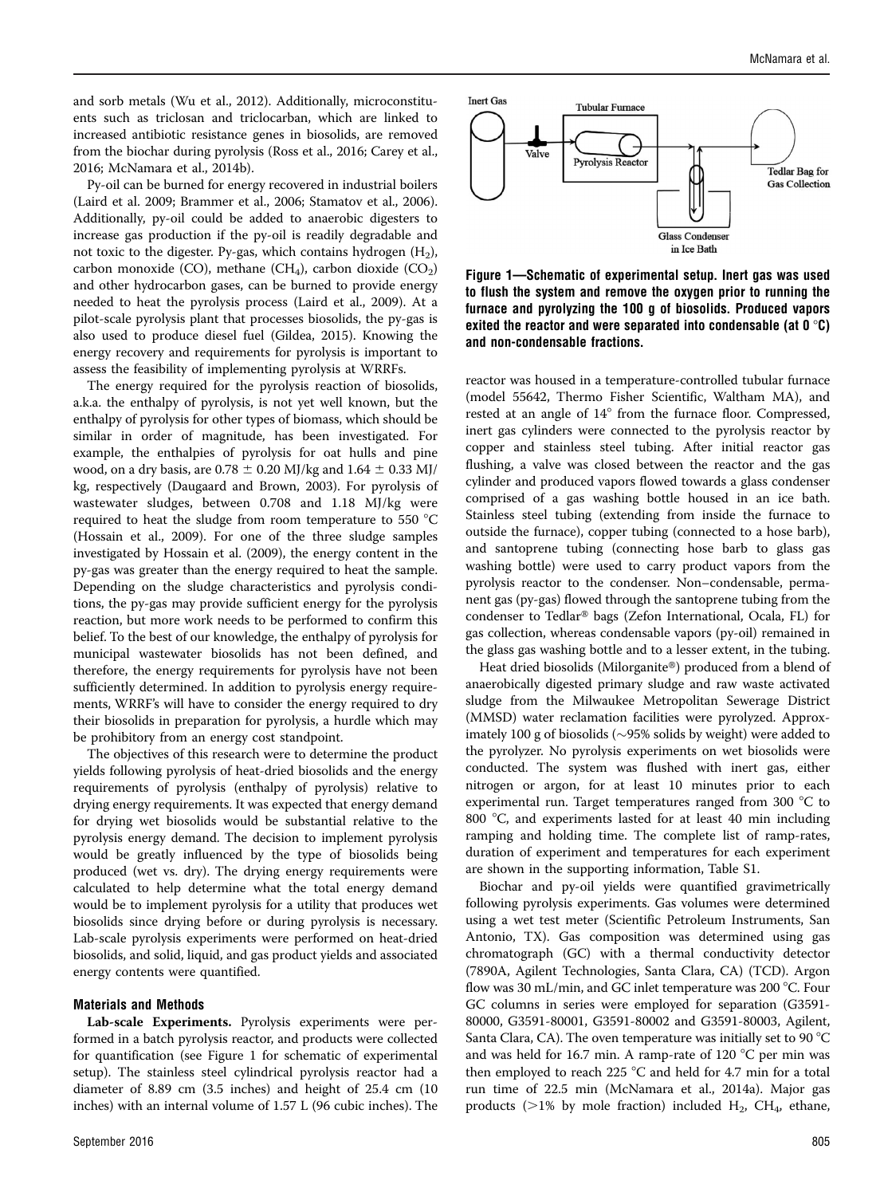and sorb metals (Wu et al., 2012). Additionally, microconstituents such as triclosan and triclocarban, which are linked to increased antibiotic resistance genes in biosolids, are removed from the biochar during pyrolysis (Ross et al., 2016; Carey et al., 2016; McNamara et al., 2014b).

Py-oil can be burned for energy recovered in industrial boilers (Laird et al. 2009; Brammer et al., 2006; Stamatov et al., 2006). Additionally, py-oil could be added to anaerobic digesters to increase gas production if the py-oil is readily degradable and not toxic to the digester. Py-gas, which contains hydrogen ($H_2$), carbon monoxide (CO), methane ($CH_4$), carbon dioxide ($CO_2$) and other hydrocarbon gases, can be burned to provide energy needed to heat the pyrolysis process (Laird et al., 2009). At a pilot-scale pyrolysis plant that processes biosolids, the py-gas is also used to produce diesel fuel (Gildea, 2015). Knowing the energy recovery and requirements for pyrolysis is important to assess the feasibility of implementing pyrolysis at WRRFs.

The energy required for the pyrolysis reaction of biosolids, a.k.a. the enthalpy of pyrolysis, is not yet well known, but the enthalpy of pyrolysis for other types of biomass, which should be similar in order of magnitude, has been investigated. For example, the enthalpies of pyrolysis for oat hulls and pine wood, on a dry basis, are 0.78 ± 0.20 MJ/kg and 1.64 ± 0.33 MJ/kg, respectively (Daugaard and Brown, 2003). For pyrolysis of wastewater sludges, between 0.708 and 1.18 MJ/kg were required to heat the sludge from room temperature to 550 °C (Hossain et al., 2009). For one of the three sludge samples investigated by Hossain et al. (2009), the energy content in the py-gas was greater than the energy required to heat the sample. Depending on the sludge characteristics and pyrolysis conditions, the py-gas may provide sufficient energy for the pyrolysis reaction, but more work needs to be performed to confirm this belief. To the best of our knowledge, the enthalpy of pyrolysis for municipal wastewater biosolids has not been defined, and therefore, the energy requirements for pyrolysis have not been sufficiently determined. In addition to pyrolysis energy requirements, WRRF's will have to consider the energy required to dry their biosolids in preparation for pyrolysis, a hurdle which may be prohibitory from an energy cost standpoint.

The objectives of this research were to determine the product yields following pyrolysis of heat-dried biosolids and the energy requirements of pyrolysis (enthalpy of pyrolysis) relative to drying energy requirements. It was expected that energy demand for drying wet biosolids would be substantial relative to the pyrolysis energy demand. The decision to implement pyrolysis would be greatly influenced by the type of biosolids being produced (wet vs. dry). The drying energy requirements were calculated to help determine what the total energy demand would be to implement pyrolysis for a utility that produces wet biosolids since drying before or during pyrolysis is necessary. Lab-scale pyrolysis experiments were performed on heat-dried biosolids, and solid, liquid, and gas product yields and associated energy contents were quantified.

## Materials and Methods

**Lab-scale Experiments.** Pyrolysis experiments were performed in a batch pyrolysis reactor, and products were collected for quantification (see Figure 1 for schematic of experimental setup). The stainless steel cylindrical pyrolysis reactor had a diameter of 8.89 cm (3.5 inches) and height of 25.4 cm (10 inches) with an internal volume of 1.57 L (96 cubic inches). The reactor was housed in a temperature-controlled tubular furnace (model 55642, Thermo Fisher Scientific, Waltham MA), and rested at an angle of 14° from the furnace floor. Compressed, inert gas cylinders were connected to the pyrolysis reactor by copper and stainless steel tubing. After initial reactor gas flushing, a valve was closed between the reactor and the gas cylinder and produced vapors flowed towards a glass condenser comprised of a gas washing bottle housed in an ice bath. Stainless steel tubing (extending from inside the furnace to outside the furnace), copper tubing (connected to a hose barb), and santoprene tubing (connecting hose barb to glass gas washing bottle) were used to carry product vapors from the pyrolysis reactor to the condenser. Non–condensable, permanent gas (py-gas) flowed through the santoprene tubing from the condenser to Tedlar® bags (Zefon International, Ocala, FL) for gas collection, whereas condensable vapors (py-oil) remained in the glass gas washing bottle and to a lesser extent, in the tubing.

**Figure 1—Schematic of experimental setup. Inert gas was used to flush the system and remove the oxygen prior to running the furnace and pyrolyzing the 100 g of biosolids. Produced vapors exited the reactor and were separated into condensable (at 0 °C) and non-condensable fractions.**

Heat dried biosolids (Milorganite®) produced from a blend of anaerobically digested primary sludge and raw waste activated sludge from the Milwaukee Metropolitan Sewerage District (MMSD) water reclamation facilities were pyrolyzed. Approximately 100 g of biosolids (~95% solids by weight) were added to the pyrolyzer. No pyrolysis experiments on wet biosolids were conducted. The system was flushed with inert gas, either nitrogen or argon, for at least 10 minutes prior to each experimental run. Target temperatures ranged from 300 °C to 800 °C, and experiments lasted for at least 40 min including ramping and holding time. The complete list of ramp-rates, duration of experiment and temperatures for each experiment are shown in the supporting information, Table S1.

Biochar and py-oil yields were quantified gravimetrically following pyrolysis experiments. Gas volumes were determined using a wet test meter (Scientific Petroleum Instruments, San Antonio, TX). Gas composition was determined using gas chromatograph (GC) with a thermal conductivity detector (7890A, Agilent Technologies, Santa Clara, CA) (TCD). Argon flow was 30 mL/min, and GC inlet temperature was 200 °C. Four GC columns in series were employed for separation (G3591-80000, G3591-80001, G3591-80002 and G3591-80003, Agilent, Santa Clara, CA). The oven temperature was initially set to 90 °C and was held for 16.7 min. A ramp-rate of 120 °C per min was then employed to reach 225 °C and held for 4.7 min for a total run time of 22.5 min (McNamara et al., 2014a). Major gas products (>1% by mole fraction) included $H_2$, $CH_4$, ethane,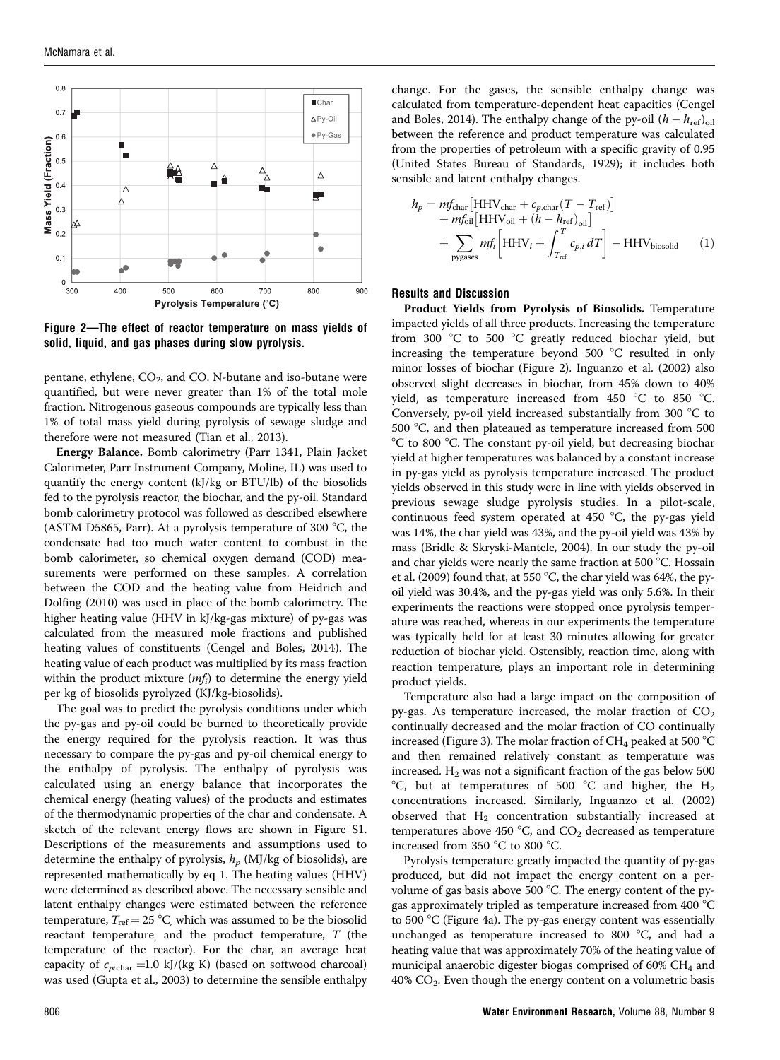Figure 2—The effect of reactor temperature on mass yields of solid, liquid, and gas phases during slow pyrolysis.

pentane, ethylene, $CO_2$, and CO. N-butane and iso-butane were quantified, but were never greater than 1% of the total mole fraction. Nitrogenous gaseous compounds are typically less than 1% of total mass yield during pyrolysis of sewage sludge and therefore were not measured (Tian et al., 2013).

**Energy Balance.** Bomb calorimetry (Parr 1341, Plain Jacket Calorimeter, Parr Instrument Company, Moline, IL) was used to quantify the energy content (kJ/kg or BTU/lb) of the biosolids fed to the pyrolysis reactor, the biochar, and the py-oil. Standard bomb calorimetry protocol was followed as described elsewhere (ASTM D5865, Parr). At a pyrolysis temperature of 300 °C, the condensate had too much water content to combust in the bomb calorimeter, so chemical oxygen demand (COD) measurements were performed on these samples. A correlation between the COD and the heating value from Heidrich and Dolfing (2010) was used in place of the bomb calorimetry. The higher heating value (HHV in kJ/kg-gas mixture) of py-gas was calculated from the measured mole fractions and published heating values of constituents (Cengel and Boles, 2014). The heating value of each product was multiplied by its mass fraction within the product mixture ($mf_i$) to determine the energy yield per kg of biosolids pyrolyzed (KJ/kg-biosolids).

The goal was to predict the pyrolysis conditions under which the py-gas and py-oil could be burned to theoretically provide the energy required for the pyrolysis reaction. It was thus necessary to compare the py-gas and py-oil chemical energy to the enthalpy of pyrolysis. The enthalpy of pyrolysis was calculated using an energy balance that incorporates the chemical energy (heating values) of the products and estimates of the thermodynamic properties of the char and condensate. A sketch of the relevant energy flows are shown in Figure S1. Descriptions of the measurements and assumptions used to determine the enthalpy of pyrolysis, $h_p$ (MJ/kg of biosolids), are represented mathematically by eq 1. The heating values (HHV) were determined as described above. The necessary sensible and latent enthalpy changes were estimated between the reference temperature, $T_{ref} = 25$ °C, which was assumed to be the biosolid reactant temperature, and the product temperature, $T$ (the temperature of the reactor). For the char, an average heat capacity of $c_{p,char} = 1.0$ kJ/(kg K) (based on softwood charcoal) was used (Gupta et al., 2003) to determine the sensible enthalpy change. For the gases, the sensible enthalpy change was calculated from temperature-dependent heat capacities (Cengel and Boles, 2014). The enthalpy change of the py-oil $(h - h_{ref})_{oil}$ between the reference and product temperature was calculated from the properties of petroleum with a specific gravity of 0.95 (United States Bureau of Standards, 1929); it includes both sensible and latent enthalpy changes.

$$h_p = mf_{char}\left[\mathrm{HHV}_{char} + c_{p,char}(T - T_{ref})\right] + mf_{oil}\left[\mathrm{HHV}_{oil} + (h - h_{ref})_{oil}\right] + \sum_{pygases} mf_i\left[\mathrm{HHV}_i + \int_{T_{ref}}^{T} c_{p,i}\,dT\right] - \mathrm{HHV}_{biosolid} \quad (1)$$

## Results and Discussion

**Product Yields from Pyrolysis of Biosolids.** Temperature impacted yields of all three products. Increasing the temperature from 300 °C to 500 °C greatly reduced biochar yield, but increasing the temperature beyond 500 °C resulted in only minor losses of biochar (Figure 2). Inguanzo et al. (2002) also observed slight decreases in biochar, from 45% down to 40% yield, as temperature increased from 450 °C to 850 °C. Conversely, py-oil yield increased substantially from 300 °C to 500 °C, and then plateaued as temperature increased from 500 °C to 800 °C. The constant py-oil yield, but decreasing biochar yield at higher temperatures was balanced by a constant increase in py-gas yield as pyrolysis temperature increased. The product yields observed in this study were in line with yields observed in previous sewage sludge pyrolysis studies. In a pilot-scale, continuous feed system operated at 450 °C, the py-gas yield was 14%, the char yield was 43%, and the py-oil yield was 43% by mass (Bridle & Skryski-Mantele, 2004). In our study the py-oil and char yields were nearly the same fraction at 500 °C. Hossain et al. (2009) found that, at 550 °C, the char yield was 64%, the py-oil yield was 30.4%, and the py-gas yield was only 5.6%. In their experiments the reactions were stopped once pyrolysis temperature was reached, whereas in our experiments the temperature was typically held for at least 30 minutes allowing for greater reduction of biochar yield. Ostensibly, reaction time, along with reaction temperature, plays an important role in determining product yields.

Temperature also had a large impact on the composition of py-gas. As temperature increased, the molar fraction of $CO_2$ continually decreased and the molar fraction of CO continually increased (Figure 3). The molar fraction of $CH_4$ peaked at 500 °C and then remained relatively constant as temperature was increased. $H_2$ was not a significant fraction of the gas below 500 °C, but at temperatures of 500 °C and higher, the $H_2$ concentrations increased. Similarly, Inguanzo et al. (2002) observed that $H_2$ concentration substantially increased at temperatures above 450 °C, and $CO_2$ decreased as temperature increased from 350 °C to 800 °C.

Pyrolysis temperature greatly impacted the quantity of py-gas produced, but did not impact the energy content on a per-volume of gas basis above 500 °C. The energy content of the py-gas approximately tripled as temperature increased from 400 °C to 500 °C (Figure 4a). The py-gas energy content was essentially unchanged as temperature increased to 800 °C, and had a heating value that was approximately 70% of the heating value of municipal anaerobic digester biogas comprised of 60% $CH_4$ and 40% $CO_2$. Even though the energy content on a volumetric basis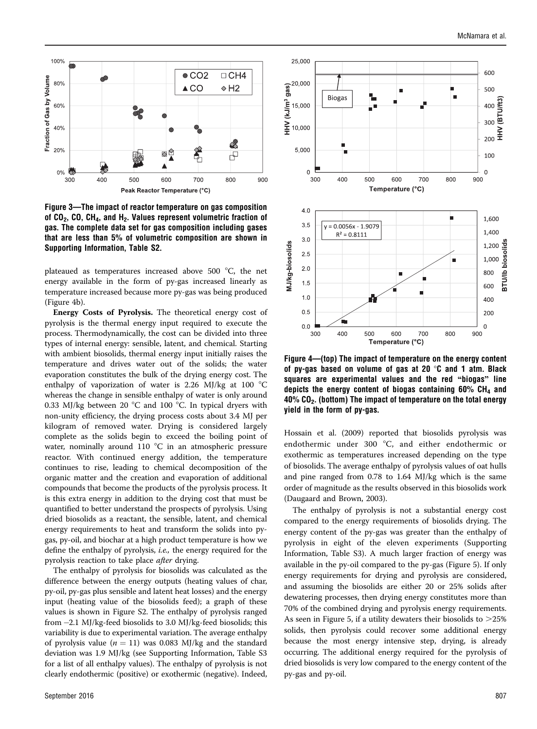**Figure 3—The impact of reactor temperature on gas composition of $CO_2$, CO, $CH_4$, and $H_2$. Values represent volumetric fraction of gas. The complete data set for gas composition including gases that are less than 5% of volumetric composition are shown in Supporting Information, Table S2.**

plateaued as temperatures increased above 500 °C, the net energy available in the form of py-gas increased linearly as temperature increased because more py-gas was being produced (Figure 4b).

**Energy Costs of Pyrolysis.** The theoretical energy cost of pyrolysis is the thermal energy input required to execute the process. Thermodynamically, the cost can be divided into three types of internal energy: sensible, latent, and chemical. Starting with ambient biosolids, thermal energy input initially raises the temperature and drives water out of the solids; the water evaporation constitutes the bulk of the drying energy cost. The enthalpy of vaporization of water is 2.26 MJ/kg at 100 °C whereas the change in sensible enthalpy of water is only around 0.33 MJ/kg between 20 °C and 100 °C. In typical dryers with non-unity efficiency, the drying process costs about 3.4 MJ per kilogram of removed water. Drying is considered largely complete as the solids begin to exceed the boiling point of water, nominally around 110 °C in an atmospheric pressure reactor. With continued energy addition, the temperature continues to rise, leading to chemical decomposition of the organic matter and the creation and evaporation of additional compounds that become the products of the pyrolysis process. It is this extra energy in addition to the drying cost that must be quantified to better understand the prospects of pyrolysis. Using dried biosolids as a reactant, the sensible, latent, and chemical energy requirements to heat and transform the solids into py-gas, py-oil, and biochar at a high product temperature is how we define the enthalpy of pyrolysis, *i.e.,* the energy required for the pyrolysis reaction to take place *after* drying.

The enthalpy of pyrolysis for biosolids was calculated as the difference between the energy outputs (heating values of char, py-oil, py-gas plus sensible and latent heat losses) and the energy input (heating value of the biosolids feed); a graph of these values is shown in Figure S2. The enthalpy of pyrolysis ranged from −2.1 MJ/kg-feed biosolids to 3.0 MJ/kg-feed biosolids; this variability is due to experimental variation. The average enthalpy of pyrolysis value ($n = 11$) was 0.083 MJ/kg and the standard deviation was 1.9 MJ/kg (see Supporting Information, Table S3 for a list of all enthalpy values). The enthalpy of pyrolysis is not clearly endothermic (positive) or exothermic (negative). Indeed, Hossain et al. (2009) reported that biosolids pyrolysis was endothermic under 300 °C, and either endothermic or exothermic as temperatures increased depending on the type of biosolids. The average enthalpy of pyrolysis values of oat hulls and pine ranged from 0.78 to 1.64 MJ/kg which is the same order of magnitude as the results observed in this biosolids work (Daugaard and Brown, 2003).

**Figure 4—(top) The impact of temperature on the energy content of py-gas based on volume of gas at 20 °C and 1 atm. Black squares are experimental values and the red "biogas" line depicts the energy content of biogas containing 60% $CH_4$ and 40% $CO_2$. (bottom) The impact of temperature on the total energy yield in the form of py-gas.**

The enthalpy of pyrolysis is not a substantial energy cost compared to the energy requirements of biosolids drying. The energy content of the py-gas was greater than the enthalpy of pyrolysis in eight of the eleven experiments (Supporting Information, Table S3). A much larger fraction of energy was available in the py-oil compared to the py-gas (Figure 5). If only energy requirements for drying and pyrolysis are considered, and assuming the biosolids are either 20 or 25% solids after dewatering processes, then drying energy constitutes more than 70% of the combined drying and pyrolysis energy requirements. As seen in Figure 5, if a utility dewaters their biosolids to >25% solids, then pyrolysis could recover some additional energy because the most energy intensive step, drying, is already occurring. The additional energy required for the pyrolysis of dried biosolids is very low compared to the energy content of the py-gas and py-oil.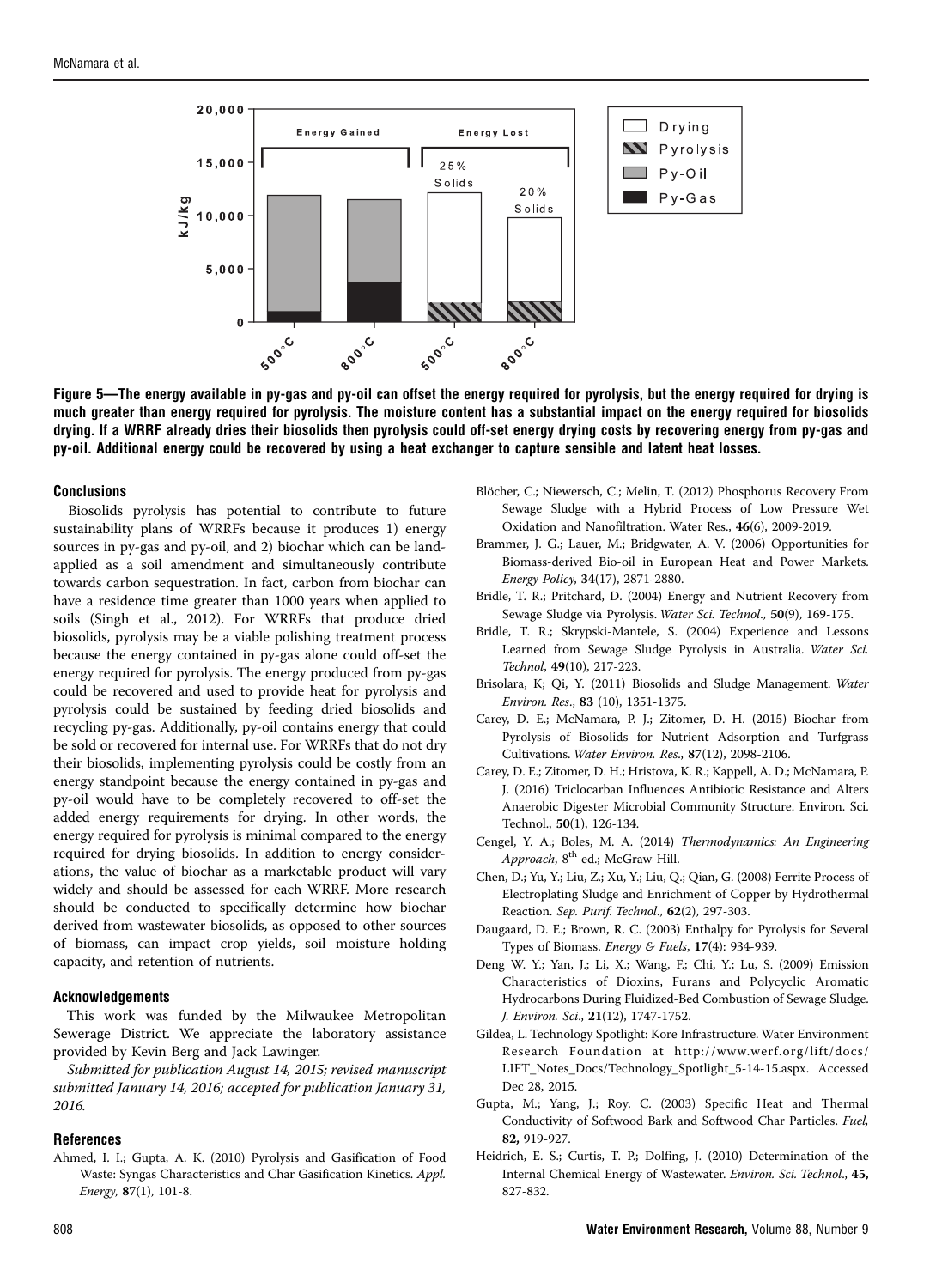Figure 5—The energy available in py-gas and py-oil can offset the energy required for pyrolysis, but the energy required for drying is much greater than energy required for pyrolysis. The moisture content has a substantial impact on the energy required for biosolids drying. If a WRRF already dries their biosolids then pyrolysis could off-set energy drying costs by recovering energy from py-gas and py-oil. Additional energy could be recovered by using a heat exchanger to capture sensible and latent heat losses.

## Conclusions

Biosolids pyrolysis has potential to contribute to future sustainability plans of WRRFs because it produces 1) energy sources in py-gas and py-oil, and 2) biochar which can be land-applied as a soil amendment and simultaneously contribute towards carbon sequestration. In fact, carbon from biochar can have a residence time greater than 1000 years when applied to soils (Singh et al., 2012). For WRRFs that produce dried biosolids, pyrolysis may be a viable polishing treatment process because the energy contained in py-gas alone could off-set the energy required for pyrolysis. The energy produced from py-gas could be recovered and used to provide heat for pyrolysis and pyrolysis could be sustained by feeding dried biosolids and recycling py-gas. Additionally, py-oil contains energy that could be sold or recovered for internal use. For WRRFs that do not dry their biosolids, implementing pyrolysis could be costly from an energy standpoint because the energy contained in py-gas and py-oil would have to be completely recovered to off-set the added energy requirements for drying. In other words, the energy required for pyrolysis is minimal compared to the energy required for drying biosolids. In addition to energy considerations, the value of biochar as a marketable product will vary widely and should be assessed for each WRRF. More research should be conducted to specifically determine how biochar derived from wastewater biosolids, as opposed to other sources of biomass, can impact crop yields, soil moisture holding capacity, and retention of nutrients.

## Acknowledgements

This work was funded by the Milwaukee Metropolitan Sewerage District. We appreciate the laboratory assistance provided by Kevin Berg and Jack Lawinger.

*Submitted for publication August 14, 2015; revised manuscript submitted January 14, 2016; accepted for publication January 31, 2016.*

## References

Ahmed, I. I.; Gupta, A. K. (2010) Pyrolysis and Gasification of Food Waste: Syngas Characteristics and Char Gasification Kinetics. *Appl. Energy*, **87**(1), 101-8.

Blöcher, C.; Niewersch, C.; Melin, T. (2012) Phosphorus Recovery From Sewage Sludge with a Hybrid Process of Low Pressure Wet Oxidation and Nanofiltration. Water Res., **46**(6), 2009-2019.

Brammer, J. G.; Lauer, M.; Bridgwater, A. V. (2006) Opportunities for Biomass-derived Bio-oil in European Heat and Power Markets. *Energy Policy*, **34**(17), 2871-2880.

Bridle, T. R.; Pritchard, D. (2004) Energy and Nutrient Recovery from Sewage Sludge via Pyrolysis. *Water Sci. Technol*., **50**(9), 169-175.

Bridle, T. R.; Skrypski-Mantele, S. (2004) Experience and Lessons Learned from Sewage Sludge Pyrolysis in Australia. *Water Sci. Technol*, **49**(10), 217-223.

Brisolara, K; Qi, Y. (2011) Biosolids and Sludge Management. *Water Environ. Res*., **83** (10), 1351-1375.

Carey, D. E.; McNamara, P. J.; Zitomer, D. H. (2015) Biochar from Pyrolysis of Biosolids for Nutrient Adsorption and Turfgrass Cultivations. *Water Environ. Res*., **87**(12), 2098-2106.

Carey, D. E.; Zitomer, D. H.; Hristova, K. R.; Kappell, A. D.; McNamara, P. J. (2016) Triclocarban Influences Antibiotic Resistance and Alters Anaerobic Digester Microbial Community Structure. Environ. Sci. Technol., **50**(1), 126-134.

Cengel, Y. A.; Boles, M. A. (2014) *Thermodynamics: An Engineering Approach*, 8th ed.; McGraw-Hill.

Chen, D.; Yu, Y.; Liu, Z.; Xu, Y.; Liu, Q.; Qian, G. (2008) Ferrite Process of Electroplating Sludge and Enrichment of Copper by Hydrothermal Reaction. *Sep. Purif. Technol*., **62**(2), 297-303.

Daugaard, D. E.; Brown, R. C. (2003) Enthalpy for Pyrolysis for Several Types of Biomass. *Energy & Fuels*, **17**(4): 934-939.

Deng W. Y.; Yan, J.; Li, X.; Wang, F.; Chi, Y.; Lu, S. (2009) Emission Characteristics of Dioxins, Furans and Polycyclic Aromatic Hydrocarbons During Fluidized-Bed Combustion of Sewage Sludge. *J. Environ. Sci*., **21**(12), 1747-1752.

Gildea, L. Technology Spotlight: Kore Infrastructure. Water Environment Research Foundation at http://www.werf.org/lift/docs/LIFT_Notes_Docs/Technology_Spotlight_5-14-15.aspx. Accessed Dec 28, 2015.

Gupta, M.; Yang, J.; Roy. C. (2003) Specific Heat and Thermal Conductivity of Softwood Bark and Softwood Char Particles. *Fuel*, **82,** 919-927.

Heidrich, E. S.; Curtis, T. P.; Dolfing, J. (2010) Determination of the Internal Chemical Energy of Wastewater. *Environ. Sci. Technol*., **45,** 827-832.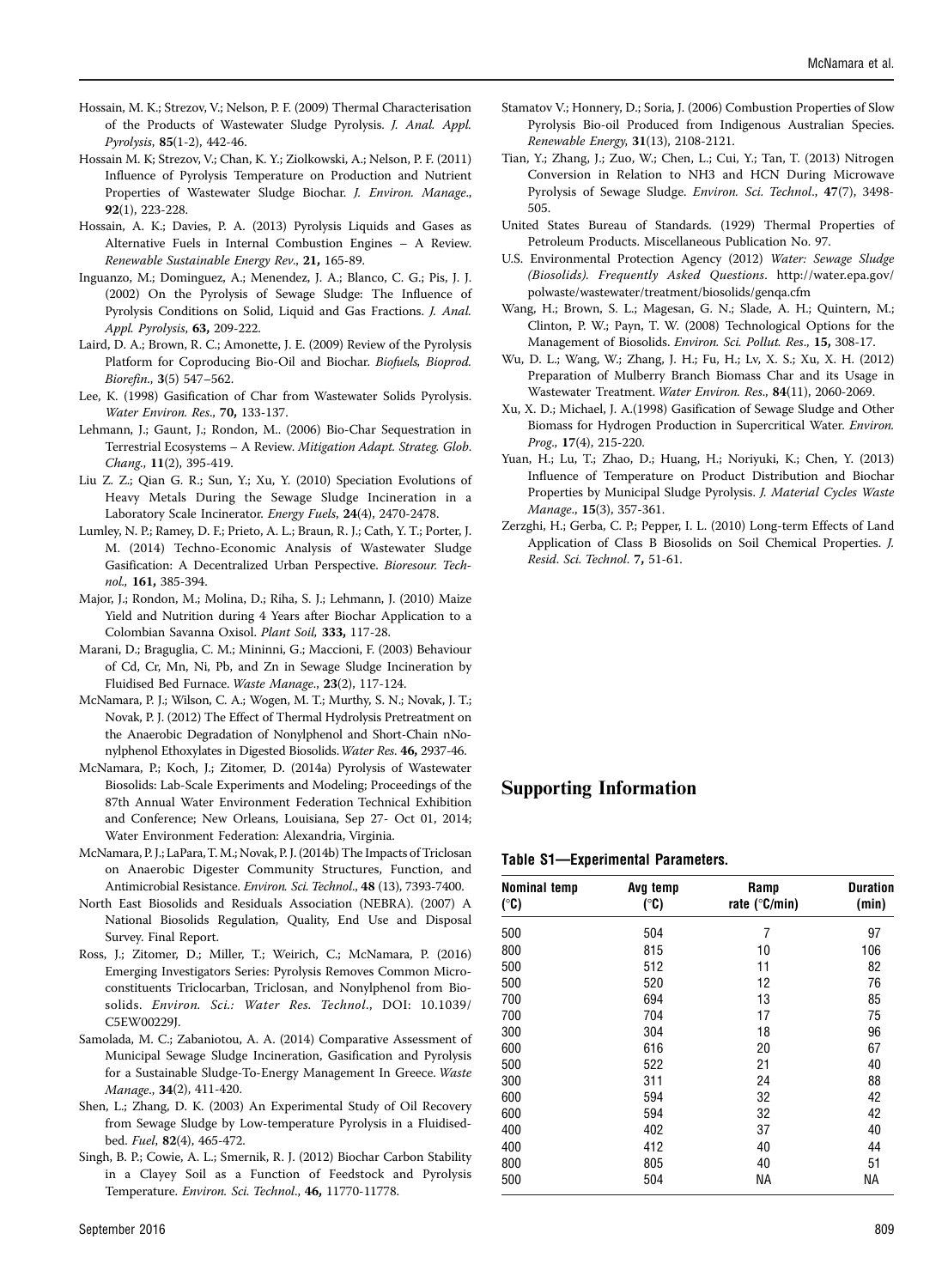Hossain, M. K.; Strezov, V.; Nelson, P. F. (2009) Thermal Characterisation of the Products of Wastewater Sludge Pyrolysis. *J. Anal. Appl. Pyrolysis*, **85**(1-2), 442-46.

Hossain M. K; Strezov, V.; Chan, K. Y.; Ziolkowski, A.; Nelson, P. F. (2011) Influence of Pyrolysis Temperature on Production and Nutrient Properties of Wastewater Sludge Biochar. *J. Environ. Manage.*, **92**(1), 223-228.

Hossain, A. K.; Davies, P. A. (2013) Pyrolysis Liquids and Gases as Alternative Fuels in Internal Combustion Engines – A Review. *Renewable Sustainable Energy Rev.*, **21,** 165-89.

Inguanzo, M.; Dominguez, A.; Menendez, J. A.; Blanco, C. G.; Pis, J. J. (2002) On the Pyrolysis of Sewage Sludge: The Influence of Pyrolysis Conditions on Solid, Liquid and Gas Fractions. *J. Anal. Appl. Pyrolysis*, **63,** 209-222.

Laird, D. A.; Brown, R. C.; Amonette, J. E. (2009) Review of the Pyrolysis Platform for Coproducing Bio-Oil and Biochar. *Biofuels, Bioprod. Biorefin.*, **3**(5) 547–562.

Lee, K. (1998) Gasification of Char from Wastewater Solids Pyrolysis. *Water Environ. Res.*, **70,** 133-137.

Lehmann, J.; Gaunt, J.; Rondon, M.. (2006) Bio-Char Sequestration in Terrestrial Ecosystems – A Review. *Mitigation Adapt. Strateg. Glob. Chang.*, **11**(2), 395-419.

Liu Z. Z.; Qian G. R.; Sun, Y.; Xu, Y. (2010) Speciation Evolutions of Heavy Metals During the Sewage Sludge Incineration in a Laboratory Scale Incinerator. *Energy Fuels*, **24**(4), 2470-2478.

Lumley, N. P.; Ramey, D. F.; Prieto, A. L.; Braun, R. J.; Cath, T. Y.; Porter, J. M. (2014) Techno-Economic Analysis of Wastewater Sludge Gasification: A Decentralized Urban Perspective. *Bioresour. Technol.*, **161,** 385-394.

Major, J.; Rondon, M.; Molina, D.; Riha, S. J.; Lehmann, J. (2010) Maize Yield and Nutrition during 4 Years after Biochar Application to a Colombian Savanna Oxisol. *Plant Soil,* **333,** 117-28.

Marani, D.; Braguglia, C. M.; Mininni, G.; Maccioni, F. (2003) Behaviour of Cd, Cr, Mn, Ni, Pb, and Zn in Sewage Sludge Incineration by Fluidised Bed Furnace. *Waste Manage.*, **23**(2), 117-124.

McNamara, P. J.; Wilson, C. A.; Wogen, M. T.; Murthy, S. N.; Novak, J. T.; Novak, P. J. (2012) The Effect of Thermal Hydrolysis Pretreatment on the Anaerobic Degradation of Nonylphenol and Short-Chain nNonylphenol Ethoxylates in Digested Biosolids. *Water Res.* **46,** 2937-46.

McNamara, P.; Koch, J.; Zitomer, D. (2014a) Pyrolysis of Wastewater Biosolids: Lab-Scale Experiments and Modeling; Proceedings of the 87th Annual Water Environment Federation Technical Exhibition and Conference; New Orleans, Louisiana, Sep 27- Oct 01, 2014; Water Environment Federation: Alexandria, Virginia.

McNamara, P. J.; LaPara, T. M.; Novak, P. J. (2014b) The Impacts of Triclosan on Anaerobic Digester Community Structures, Function, and Antimicrobial Resistance. *Environ. Sci. Technol.*, **48** (13), 7393-7400.

North East Biosolids and Residuals Association (NEBRA). (2007) A National Biosolids Regulation, Quality, End Use and Disposal Survey. Final Report.

Ross, J.; Zitomer, D.; Miller, T.; Weirich, C.; McNamara, P. (2016) Emerging Investigators Series: Pyrolysis Removes Common Microconstituents Triclocarban, Triclosan, and Nonylphenol from Biosolids. *Environ. Sci.: Water Res. Technol.*, DOI: 10.1039/C5EW00229J.

Samolada, M. C.; Zabaniotou, A. A. (2014) Comparative Assessment of Municipal Sewage Sludge Incineration, Gasification and Pyrolysis for a Sustainable Sludge-To-Energy Management In Greece. *Waste Manage.*, **34**(2), 411-420.

Shen, L.; Zhang, D. K. (2003) An Experimental Study of Oil Recovery from Sewage Sludge by Low-temperature Pyrolysis in a Fluidised-bed. *Fuel*, **82**(4), 465-472.

Singh, B. P.; Cowie, A. L.; Smernik, R. J. (2012) Biochar Carbon Stability in a Clayey Soil as a Function of Feedstock and Pyrolysis Temperature. *Environ. Sci. Technol.*, **46,** 11770-11778.

Stamatov V.; Honnery, D.; Soria, J. (2006) Combustion Properties of Slow Pyrolysis Bio-oil Produced from Indigenous Australian Species. *Renewable Energy*, **31**(13), 2108-2121.

Tian, Y.; Zhang, J.; Zuo, W.; Chen, L.; Cui, Y.; Tan, T. (2013) Nitrogen Conversion in Relation to NH3 and HCN During Microwave Pyrolysis of Sewage Sludge. *Environ. Sci. Technol.*, **47**(7), 3498-505.

United States Bureau of Standards. (1929) Thermal Properties of Petroleum Products. Miscellaneous Publication No. 97.

U.S. Environmental Protection Agency (2012) *Water: Sewage Sludge (Biosolids). Frequently Asked Questions*. http://water.epa.gov/polwaste/wastewater/treatment/biosolids/genqa.cfm

Wang, H.; Brown, S. L.; Magesan, G. N.; Slade, A. H.; Quintern, M.; Clinton, P. W.; Payn, T. W. (2008) Technological Options for the Management of Biosolids. *Environ. Sci. Pollut. Res.*, **15,** 308-17.

Wu, D. L.; Wang, W.; Zhang, J. H.; Fu, H.; Lv, X. S.; Xu, X. H. (2012) Preparation of Mulberry Branch Biomass Char and its Usage in Wastewater Treatment. *Water Environ. Res.*, **84**(11), 2060-2069.

Xu, X. D.; Michael, J. A.(1998) Gasification of Sewage Sludge and Other Biomass for Hydrogen Production in Supercritical Water. *Environ. Prog.*, **17**(4), 215-220.

Yuan, H.; Lu, T.; Zhao, D.; Huang, H.; Noriyuki, K.; Chen, Y. (2013) Influence of Temperature on Product Distribution and Biochar Properties by Municipal Sludge Pyrolysis. *J. Material Cycles Waste Manage.*, **15**(3), 357-361.

Zerzghi, H.; Gerba, C. P.; Pepper, I. L. (2010) Long-term Effects of Land Application of Class B Biosolids on Soil Chemical Properties. *J. Resid. Sci. Technol.* **7,** 51-61.

## Supporting Information

**Table S1—Experimental Parameters.**

| Nominal temp (°C) | Avg temp (°C) | Ramp rate (°C/min) | Duration (min) |
|---|---|---|---|
| 500 | 504 | 7 | 97 |
| 800 | 815 | 10 | 106 |
| 500 | 512 | 11 | 82 |
| 500 | 520 | 12 | 76 |
| 700 | 694 | 13 | 85 |
| 700 | 704 | 17 | 75 |
| 300 | 304 | 18 | 96 |
| 600 | 616 | 20 | 67 |
| 500 | 522 | 21 | 40 |
| 300 | 311 | 24 | 88 |
| 600 | 594 | 32 | 42 |
| 600 | 594 | 32 | 42 |
| 400 | 402 | 37 | 40 |
| 400 | 412 | 40 | 44 |
| 800 | 805 | 40 | 51 |
| 500 | 504 | NA | NA |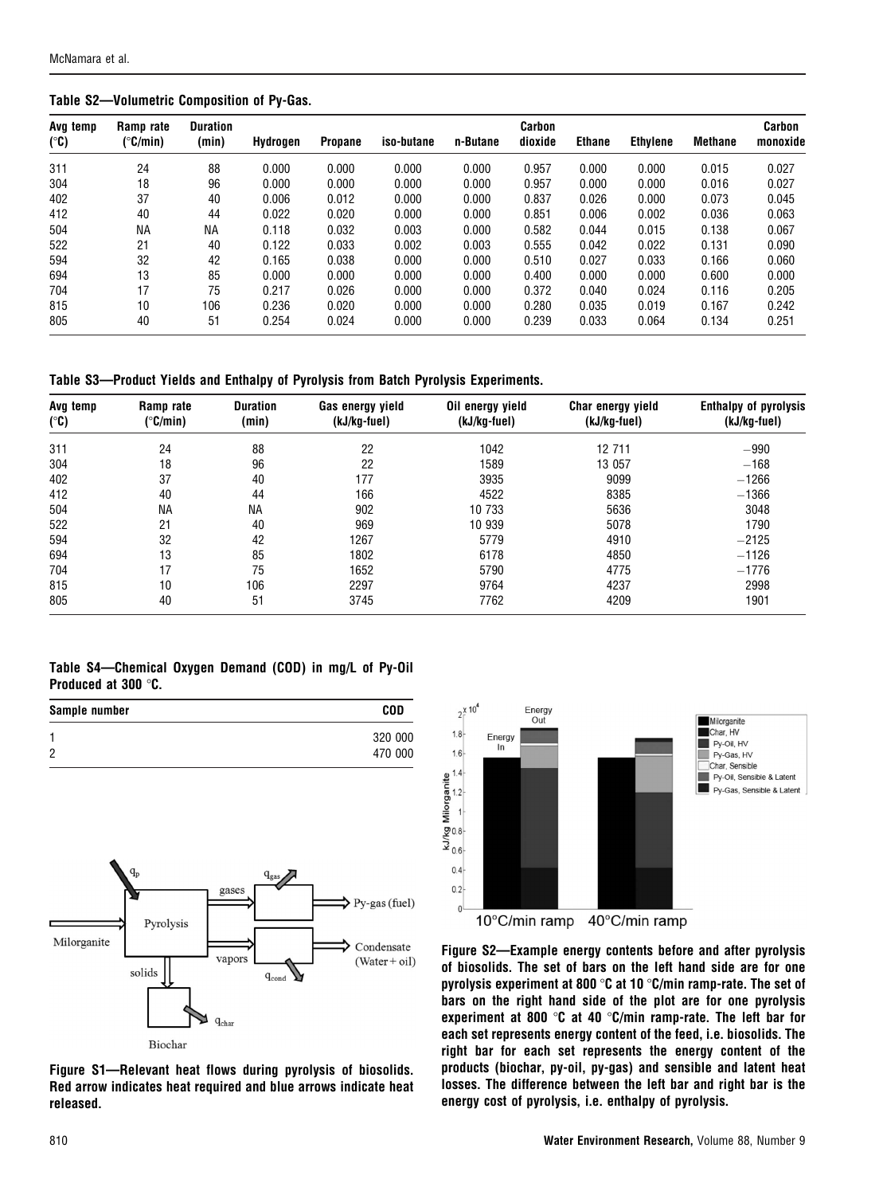**Table S2—Volumetric Composition of Py-Gas.**

| Avg temp (°C) | Ramp rate (°C/min) | Duration (min) | Hydrogen | Propane | iso-butane | n-Butane | Carbon dioxide | Ethane | Ethylene | Methane | Carbon monoxide |
|---|---|---|---|---|---|---|---|---|---|---|---|
| 311 | 24 | 88 | 0.000 | 0.000 | 0.000 | 0.000 | 0.957 | 0.000 | 0.000 | 0.015 | 0.027 |
| 304 | 18 | 96 | 0.000 | 0.000 | 0.000 | 0.000 | 0.957 | 0.000 | 0.000 | 0.016 | 0.027 |
| 402 | 37 | 40 | 0.006 | 0.012 | 0.000 | 0.000 | 0.837 | 0.026 | 0.000 | 0.073 | 0.045 |
| 412 | 40 | 44 | 0.022 | 0.020 | 0.000 | 0.000 | 0.851 | 0.006 | 0.002 | 0.036 | 0.063 |
| 504 | NA | NA | 0.118 | 0.032 | 0.003 | 0.000 | 0.582 | 0.044 | 0.015 | 0.138 | 0.067 |
| 522 | 21 | 40 | 0.122 | 0.033 | 0.002 | 0.003 | 0.555 | 0.042 | 0.022 | 0.131 | 0.090 |
| 594 | 32 | 42 | 0.165 | 0.038 | 0.000 | 0.000 | 0.510 | 0.027 | 0.033 | 0.166 | 0.060 |
| 694 | 13 | 85 | 0.000 | 0.000 | 0.000 | 0.000 | 0.400 | 0.000 | 0.000 | 0.600 | 0.000 |
| 704 | 17 | 75 | 0.217 | 0.026 | 0.000 | 0.000 | 0.372 | 0.040 | 0.024 | 0.116 | 0.205 |
| 815 | 10 | 106 | 0.236 | 0.020 | 0.000 | 0.000 | 0.280 | 0.035 | 0.019 | 0.167 | 0.242 |
| 805 | 40 | 51 | 0.254 | 0.024 | 0.000 | 0.000 | 0.239 | 0.033 | 0.064 | 0.134 | 0.251 |

**Table S3—Product Yields and Enthalpy of Pyrolysis from Batch Pyrolysis Experiments.**

| Avg temp (°C) | Ramp rate (°C/min) | Duration (min) | Gas energy yield (kJ/kg-fuel) | Oil energy yield (kJ/kg-fuel) | Char energy yield (kJ/kg-fuel) | Enthalpy of pyrolysis (kJ/kg-fuel) |
|---|---|---|---|---|---|---|
| 311 | 24 | 88 | 22 | 1042 | 12 711 | −990 |
| 304 | 18 | 96 | 22 | 1589 | 13 057 | −168 |
| 402 | 37 | 40 | 177 | 3935 | 9099 | −1266 |
| 412 | 40 | 44 | 166 | 4522 | 8385 | −1366 |
| 504 | NA | NA | 902 | 10 733 | 5636 | 3048 |
| 522 | 21 | 40 | 969 | 10 939 | 5078 | 1790 |
| 594 | 32 | 42 | 1267 | 5779 | 4910 | −2125 |
| 694 | 13 | 85 | 1802 | 6178 | 4850 | −1126 |
| 704 | 17 | 75 | 1652 | 5790 | 4775 | −1776 |
| 815 | 10 | 106 | 2297 | 9764 | 4237 | 2998 |
| 805 | 40 | 51 | 3745 | 7762 | 4209 | 1901 |

**Table S4—Chemical Oxygen Demand (COD) in mg/L of Py-Oil Produced at 300 °C.**

| Sample number | COD |
|---|---|
| 1 | 320 000 |
| 2 | 470 000 |

$q_p$
Pyrolysis
Milorganite
gases
$q_{gas}$
Py-gas (fuel)
vapors
Condensate (Water + oil)
$q_{cond}$
solids
$q_{char}$
Biochar

**Figure S1—Relevant heat flows during pyrolysis of biosolids. Red arrow indicates heat required and blue arrows indicate heat released.**

2 x 10^4
Energy In
Energy Out
kJ/kg Milorganite
1.8
1.6
1.4
1.2
1
0.8
0.6
0.4
0.2
0
10°C/min ramp
40°C/min ramp
Milorganite
Char, HV
Py-Oil, HV
Py-Gas, HV
Char, Sensible
Py-Oil, Sensible & Latent
Py-Gas, Sensible & Latent

**Figure S2—Example energy contents before and after pyrolysis of biosolids. The set of bars on the left hand side are for one pyrolysis experiment at 800 °C at 10 °C/min ramp-rate. The set of bars on the right hand side of the plot are for one pyrolysis experiment at 800 °C at 40 °C/min ramp-rate. The left bar for each set represents energy content of the feed, i.e. biosolids. The right bar for each set represents the energy content of the products (biochar, py-oil, py-gas) and sensible and latent heat losses. The difference between the left bar and right bar is the energy cost of pyrolysis, i.e. enthalpy of pyrolysis.**